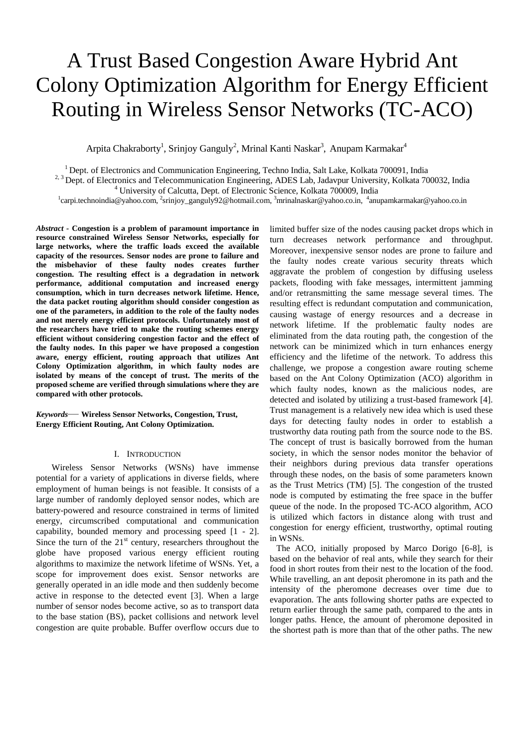# A Trust Based Congestion Aware Hybrid Ant Colony Optimization Algorithm for Energy Efficient Routing in Wireless Sensor Networks (TC-ACO)

Arpita Chakraborty[1], Srinjoy Ganguly[2], Mrinal Kanti Naskar[3], Anupam Karmakar[4]

[1] Dept. of Electronics and Communication Engineering, Techno India, Salt Lake, Kolkata 700091, India
[2, 3] Dept. of Electronics and Telecommunication Engineering, ADES Lab, Jadavpur University, Kolkata 700032, India
[4] University of Calcutta, Dept. of Electronic Science, Kolkata 700009, India
[1]carpi.technoindia@yahoo.com, [2]srinjoy_ganguly92@hotmail.com, [3]mrinalnaskar@yahoo.co.in, [4]anupamkarmakar@yahoo.co.in

***Abstract* - Congestion is a problem of paramount importance in resource constrained Wireless Sensor Networks, especially for large networks, where the traffic loads exceed the available capacity of the resources. Sensor nodes are prone to failure and the misbehavior of these faulty nodes creates further congestion. The resulting effect is a degradation in network performance, additional computation and increased energy consumption, which in turn decreases network lifetime. Hence, the data packet routing algorithm should consider congestion as one of the parameters, in addition to the role of the faulty nodes and not merely energy efficient protocols. Unfortunately most of the researchers have tried to make the routing schemes energy efficient without considering congestion factor and the effect of the faulty nodes. In this paper we have proposed a congestion aware, energy efficient, routing approach that utilizes Ant Colony Optimization algorithm, in which faulty nodes are isolated by means of the concept of trust. The merits of the proposed scheme are verified through simulations where they are compared with other protocols.**

***Keywords*— Wireless Sensor Networks, Congestion, Trust, Energy Efficient Routing, Ant Colony Optimization.**

## I. Introduction

Wireless Sensor Networks (WSNs) have immense potential for a variety of applications in diverse fields, where employment of human beings is not feasible. It consists of a large number of randomly deployed sensor nodes, which are battery-powered and resource constrained in terms of limited energy, circumscribed computational and communication capability, bounded memory and processing speed [1 - 2]. Since the turn of the 21st century, researchers throughout the globe have proposed various energy efficient routing algorithms to maximize the network lifetime of WSNs. Yet, a scope for improvement does exist. Sensor networks are generally operated in an idle mode and then suddenly become active in response to the detected event [3]. When a large number of sensor nodes become active, so as to transport data to the base station (BS), packet collisions and network level congestion are quite probable. Buffer overflow occurs due to limited buffer size of the nodes causing packet drops which in turn decreases network performance and throughput. Moreover, inexpensive sensor nodes are prone to failure and the faulty nodes create various security threats which aggravate the problem of congestion by diffusing useless packets, flooding with fake messages, intermittent jamming and/or retransmitting the same message several times. The resulting effect is redundant computation and communication, causing wastage of energy resources and a decrease in network lifetime. If the problematic faulty nodes are eliminated from the data routing path, the congestion of the network can be minimized which in turn enhances energy efficiency and the lifetime of the network. To address this challenge, we propose a congestion aware routing scheme based on the Ant Colony Optimization (ACO) algorithm in which faulty nodes, known as the malicious nodes, are detected and isolated by utilizing a trust-based framework [4]. Trust management is a relatively new idea which is used these days for detecting faulty nodes in order to establish a trustworthy data routing path from the source node to the BS. The concept of trust is basically borrowed from the human society, in which the sensor nodes monitor the behavior of their neighbors during previous data transfer operations through these nodes, on the basis of some parameters known as the Trust Metrics (TM) [5]. The congestion of the trusted node is computed by estimating the free space in the buffer queue of the node. In the proposed TC-ACO algorithm, ACO is utilized which factors in distance along with trust and congestion for energy efficient, trustworthy, optimal routing in WSNs.

The ACO, initially proposed by Marco Dorigo [6-8], is based on the behavior of real ants, while they search for their food in short routes from their nest to the location of the food. While travelling, an ant deposit pheromone in its path and the intensity of the pheromone decreases over time due to evaporation. The ants following shorter paths are expected to return earlier through the same path, compared to the ants in longer paths. Hence, the amount of pheromone deposited in the shortest path is more than that of the other paths. The new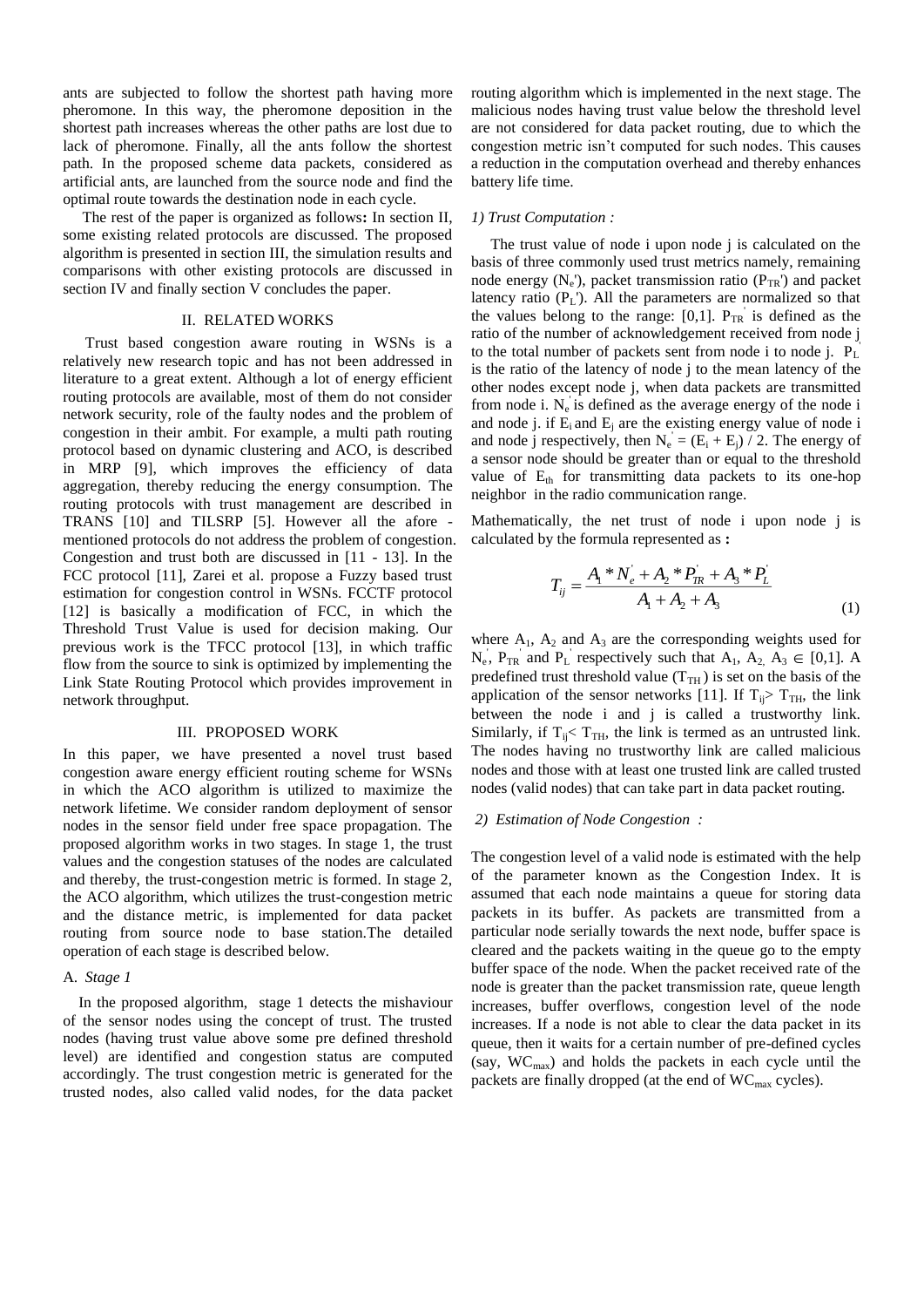ants are subjected to follow the shortest path having more pheromone. In this way, the pheromone deposition in the shortest path increases whereas the other paths are lost due to lack of pheromone. Finally, all the ants follow the shortest path. In the proposed scheme data packets, considered as artificial ants, are launched from the source node and find the optimal route towards the destination node in each cycle.

The rest of the paper is organized as follows**:** In section II, some existing related protocols are discussed. The proposed algorithm is presented in section III, the simulation results and comparisons with other existing protocols are discussed in section IV and finally section V concludes the paper.

## II. RELATED WORKS

Trust based congestion aware routing in WSNs is a relatively new research topic and has not been addressed in literature to a great extent. Although a lot of energy efficient routing protocols are available, most of them do not consider network security, role of the faulty nodes and the problem of congestion in their ambit. For example, a multi path routing protocol based on dynamic clustering and ACO, is described in MRP [9], which improves the efficiency of data aggregation, thereby reducing the energy consumption. The routing protocols with trust management are described in TRANS [10] and TILSRP [5]. However all the afore - mentioned protocols do not address the problem of congestion. Congestion and trust both are discussed in [11 - 13]. In the FCC protocol [11], Zarei et al. propose a Fuzzy based trust estimation for congestion control in WSNs. FCCTF protocol [12] is basically a modification of FCC, in which the Threshold Trust Value is used for decision making. Our previous work is the TFCC protocol [13], in which traffic flow from the source to sink is optimized by implementing the Link State Routing Protocol which provides improvement in network throughput.

## III. PROPOSED WORK

In this paper, we have presented a novel trust based congestion aware energy efficient routing scheme for WSNs in which the ACO algorithm is utilized to maximize the network lifetime. We consider random deployment of sensor nodes in the sensor field under free space propagation. The proposed algorithm works in two stages. In stage 1, the trust values and the congestion statuses of the nodes are calculated and thereby, the trust-congestion metric is formed. In stage 2, the ACO algorithm, which utilizes the trust-congestion metric and the distance metric, is implemented for data packet routing from source node to base station.The detailed operation of each stage is described below.

### A. *Stage 1*

In the proposed algorithm, stage 1 detects the mishaviour of the sensor nodes using the concept of trust. The trusted nodes (having trust value above some pre defined threshold level) are identified and congestion status are computed accordingly. The trust congestion metric is generated for the trusted nodes, also called valid nodes, for the data packet routing algorithm which is implemented in the next stage. The malicious nodes having trust value below the threshold level are not considered for data packet routing, due to which the congestion metric isn't computed for such nodes. This causes a reduction in the computation overhead and thereby enhances battery life time.

#### *1) Trust Computation :*

The trust value of node i upon node j is calculated on the basis of three commonly used trust metrics namely, remaining node energy ($N_e'$), packet transmission ratio ($P_{TR}'$) and packet latency ratio ($P_L'$). All the parameters are normalized so that the values belong to the range: [0,1]. $P_{TR}'$ is defined as the ratio of the number of acknowledgement received from node j to the total number of packets sent from node i to node j. $P_L'$ is the ratio of the latency of node j to the mean latency of the other nodes except node j, when data packets are transmitted from node i. $N_e'$ is defined as the average energy of the node i and node j. if $E_i$ and $E_j$ are the existing energy value of node i and node j respectively, then $N_e' = (E_i + E_j) / 2$. The energy of a sensor node should be greater than or equal to the threshold value of $E_{th}$ for transmitting data packets to its one-hop neighbor in the radio communication range.

Mathematically, the net trust of node i upon node j is calculated by the formula represented as **:**

$$T_{ij} = \frac{A_1 * N_e' + A_2 * P_{TR}' + A_3 * P_L'}{A_1 + A_2 + A_3} \tag{1}$$

where $A_1$, $A_2$ and $A_3$ are the corresponding weights used for $N_e'$, $P_{TR}'$ and $P_L'$ respectively such that $A_1, A_2, A_3 \in [0,1]$. A predefined trust threshold value ($T_{TH}$) is set on the basis of the application of the sensor networks [11]. If $T_{ij} > T_{TH}$, the link between the node i and j is called a trustworthy link. Similarly, if $T_{ij} < T_{TH}$, the link is termed as an untrusted link. The nodes having no trustworthy link are called malicious nodes and those with at least one trusted link are called trusted nodes (valid nodes) that can take part in data packet routing.

#### *2) Estimation of Node Congestion :*

The congestion level of a valid node is estimated with the help of the parameter known as the Congestion Index. It is assumed that each node maintains a queue for storing data packets in its buffer. As packets are transmitted from a particular node serially towards the next node, buffer space is cleared and the packets waiting in the queue go to the empty buffer space of the node. When the packet received rate of the node is greater than the packet transmission rate, queue length increases, buffer overflows, congestion level of the node increases. If a node is not able to clear the data packet in its queue, then it waits for a certain number of pre-defined cycles (say, $WC_{max}$) and holds the packets in each cycle until the packets are finally dropped (at the end of $WC_{max}$ cycles).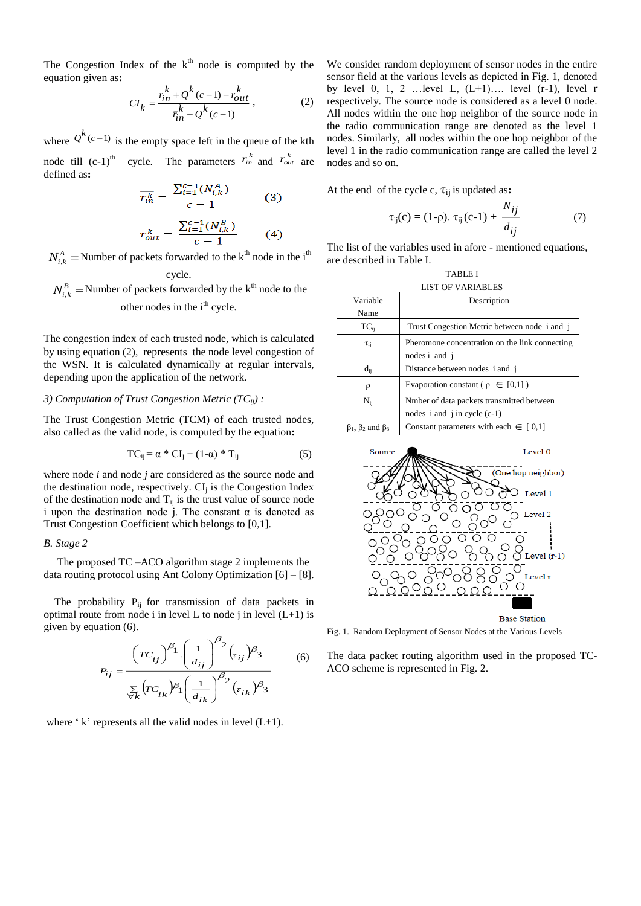The Congestion Index of the $k^{th}$ node is computed by the equation given as:

$$CI_k = \frac{\bar{r}_{in}^{k} + Q^{k}(c-1) - \bar{r}_{out}^{k}}{\bar{r}_{in}^{k} + Q^{k}(c-1)}, \quad (2)$$

where $Q^{k}(c-1)$ is the empty space left in the queue of the kth node till $(c-1)^{th}$ cycle. The parameters $\bar{r}_{in}^{k}$ and $\bar{r}_{out}^{k}$ are defined as:

$$\overline{r_{in}^{k}} = \frac{\sum_{i=1}^{c-1}(N_{i,k}^{A})}{c-1} \quad (3)$$

$$\overline{r_{out}^{k}} = \frac{\sum_{i=1}^{c-1}(N_{i,k}^{B})}{c-1} \quad (4)$$

$N_{i,k}^{A}$ = Number of packets forwarded to the $k^{th}$ node in the $i^{th}$ cycle.

$N_{i,k}^{B}$ = Number of packets forwarded by the $k^{th}$ node to the other nodes in the $i^{th}$ cycle.

The congestion index of each trusted node, which is calculated by using equation (2), represents the node level congestion of the WSN. It is calculated dynamically at regular intervals, depending upon the application of the network.

*3) Computation of Trust Congestion Metric ($TC_{ij}$) :*

The Trust Congestion Metric (TCM) of each trusted nodes, also called as the valid node, is computed by the equation:

$$TC_{ij} = \alpha * CI_j + (1-\alpha) * T_{ij} \quad (5)$$

where node *i* and node *j* are considered as the source node and the destination node, respectively. $CI_j$ is the Congestion Index of the destination node and $T_{ij}$ is the trust value of source node i upon the destination node j. The constant $\alpha$ is denoted as Trust Congestion Coefficient which belongs to [0,1].

*B. Stage 2*

The proposed TC –ACO algorithm stage 2 implements the data routing protocol using Ant Colony Optimization [6] – [8].

The probability $P_{ij}$ for transmission of data packets in optimal route from node i in level L to node j in level (L+1) is given by equation (6).

$$P_{ij} = \frac{(TC_{ij})^{\beta_1} \cdot \left(\frac{1}{d_{ij}}\right)^{\beta_2} (\tau_{ij})^{\beta_3}}{\sum_{\forall k} (TC_{ik})^{\beta_1} \left(\frac{1}{d_{ik}}\right)^{\beta_2} (\tau_{ik})^{\beta_3}} \quad (6)$$

where ' k' represents all the valid nodes in level (L+1).

We consider random deployment of sensor nodes in the entire sensor field at the various levels as depicted in Fig. 1, denoted by level 0, 1, 2 …level L, (L+1)…. level (r-1), level r respectively. The source node is considered as a level 0 node. All nodes within the one hop neighbor of the source node in the radio communication range are denoted as the level 1 nodes. Similarly, all nodes within the one hop neighbor of the level 1 in the radio communication range are called the level 2 nodes and so on.

At the end of the cycle c, $\tau_{ij}$ is updated as:

$$\tau_{ij}(c) = (1-\rho).\ \tau_{ij}(c-1) + \frac{N_{ij}}{d_{ij}} \quad (7)$$

The list of the variables used in afore - mentioned equations, are described in Table I.

TABLE I
LIST OF VARIABLES

| Variable Name | Description |
|---|---|
| $TC_{ij}$ | Trust Congestion Metric between node i and j |
| $\tau_{ij}$ | Pheromone concentration on the link connecting nodes i and j |
| $d_{ij}$ | Distance between nodes i and j |
| $\rho$ | Evaporation constant ( $\rho \in [0,1]$ ) |
| $N_{ij}$ | Nmber of data packets transmitted between nodes i and j in cycle (c-1) |
| $\beta_1$, $\beta_2$ and $\beta_3$ | Constant parameters with each $\in [0,1]$ |

Fig. 1. Random Deployment of Sensor Nodes at the Various Levels

The data packet routing algorithm used in the proposed TC-ACO scheme is represented in Fig. 2.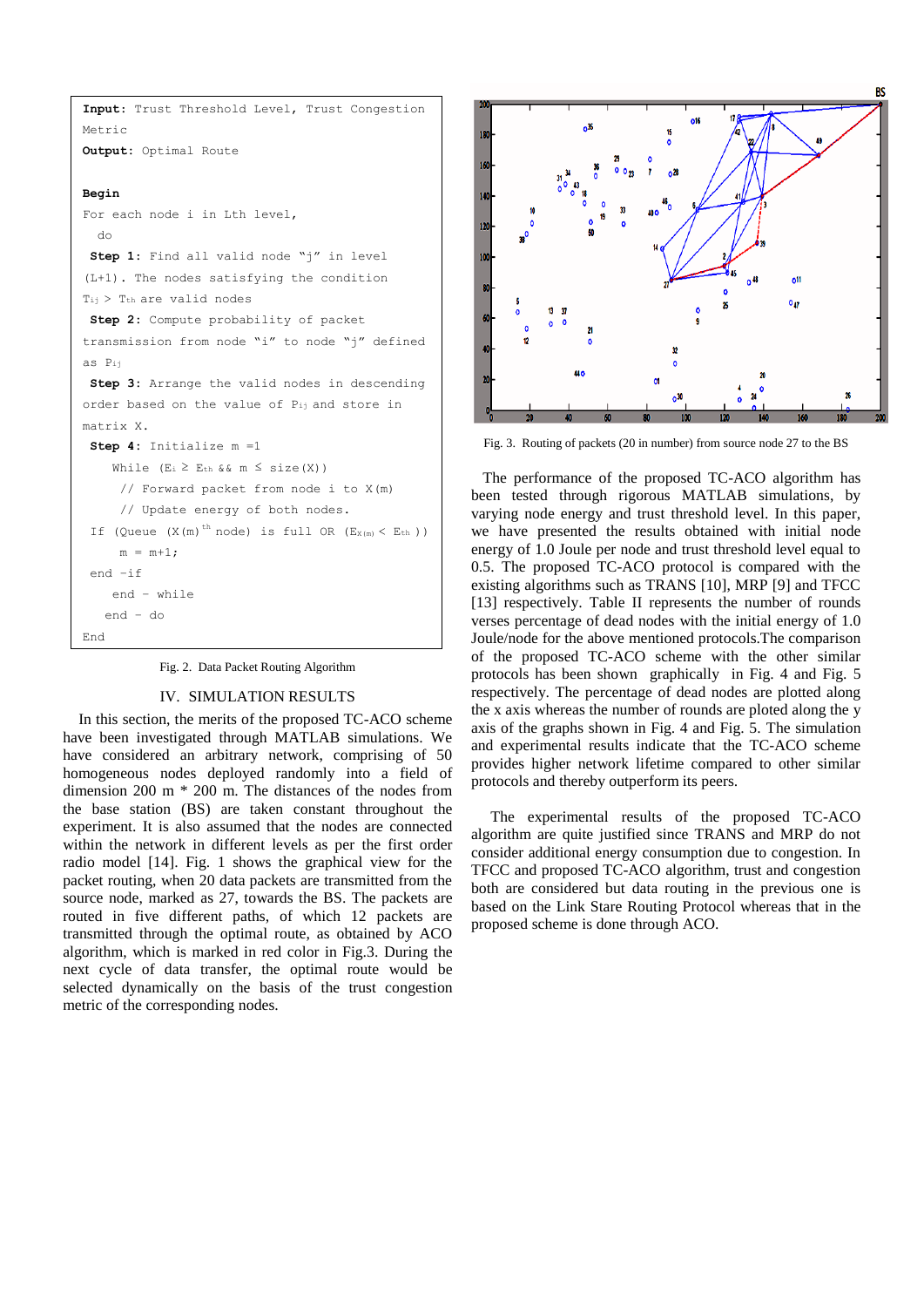```
Input: Trust Threshold Level, Trust Congestion
Metric
Output: Optimal Route

Begin
For each node i in Lth level,
  do
 Step 1: Find all valid node "j" in level
(L+1). The nodes satisfying the condition
Tij > Tth are valid nodes
 Step 2: Compute probability of packet
transmission from node "i" to node "j" defined
as Pij
 Step 3: Arrange the valid nodes in descending
order based on the value of Pij and store in
matrix X.
 Step 4: Initialize m =1
    While (Ei ≥ Eth && m ≤ size(X))
     // Forward packet from node i to X(m)
     // Update energy of both nodes.
 If (Queue (X(m)th node) is full OR (EX(m) < Eth ))
     m = m+1;
 end -if
    end - while
   end - do
End
```

Fig. 2. Data Packet Routing Algorithm

## IV. SIMULATION RESULTS

In this section, the merits of the proposed TC-ACO scheme have been investigated through MATLAB simulations. We have considered an arbitrary network, comprising of 50 homogeneous nodes deployed randomly into a field of dimension 200 m * 200 m. The distances of the nodes from the base station (BS) are taken constant throughout the experiment. It is also assumed that the nodes are connected within the network in different levels as per the first order radio model [14]. Fig. 1 shows the graphical view for the packet routing, when 20 data packets are transmitted from the source node, marked as 27, towards the BS. The packets are routed in five different paths, of which 12 packets are transmitted through the optimal route, as obtained by ACO algorithm, which is marked in red color in Fig.3. During the next cycle of data transfer, the optimal route would be selected dynamically on the basis of the trust congestion metric of the corresponding nodes.

Fig. 3. Routing of packets (20 in number) from source node 27 to the BS

The performance of the proposed TC-ACO algorithm has been tested through rigorous MATLAB simulations, by varying node energy and trust threshold level. In this paper, we have presented the results obtained with initial node energy of 1.0 Joule per node and trust threshold level equal to 0.5. The proposed TC-ACO protocol is compared with the existing algorithms such as TRANS [10], MRP [9] and TFCC [13] respectively. Table II represents the number of rounds verses percentage of dead nodes with the initial energy of 1.0 Joule/node for the above mentioned protocols.The comparison of the proposed TC-ACO scheme with the other similar protocols has been shown graphically in Fig. 4 and Fig. 5 respectively. The percentage of dead nodes are plotted along the x axis whereas the number of rounds are ploted along the y axis of the graphs shown in Fig. 4 and Fig. 5. The simulation and experimental results indicate that the TC-ACO scheme provides higher network lifetime compared to other similar protocols and thereby outperform its peers.

The experimental results of the proposed TC-ACO algorithm are quite justified since TRANS and MRP do not consider additional energy consumption due to congestion. In TFCC and proposed TC-ACO algorithm, trust and congestion both are considered but data routing in the previous one is based on the Link Stare Routing Protocol whereas that in the proposed scheme is done through ACO.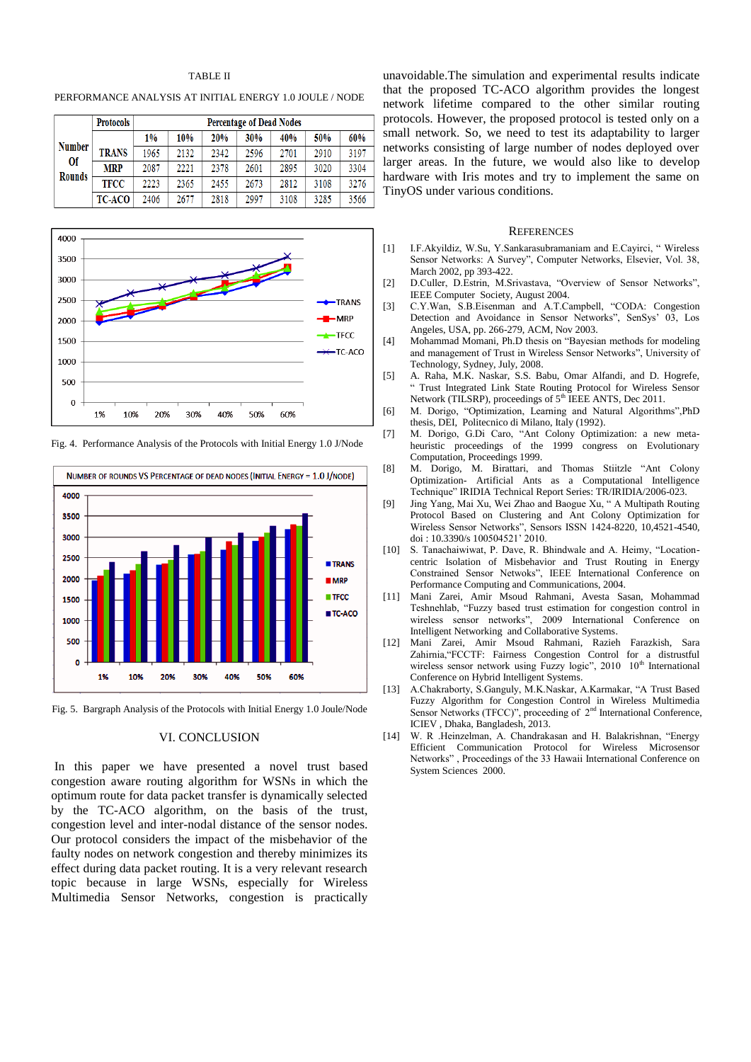TABLE II

PERFORMANCE ANALYSIS AT INITIAL ENERGY 1.0 JOULE / NODE

| | Protocols | Percentage of Dead Nodes | | | | | | |
|---|---|---|---|---|---|---|---|---|
| | | 1% | 10% | 20% | 30% | 40% | 50% | 60% |
| Number Of Rounds | TRANS | 1965 | 2132 | 2342 | 2596 | 2701 | 2910 | 3197 |
| | MRP | 2087 | 2221 | 2378 | 2601 | 2895 | 3020 | 3304 |
| | TFCC | 2223 | 2365 | 2455 | 2673 | 2812 | 3108 | 3276 |
| | TC-ACO | 2406 | 2677 | 2818 | 2997 | 3108 | 3285 | 3566 |

4000
3500
3000
2500
2000
1500
1000
500
0
1% 10% 20% 30% 40% 50% 60%
TRANS
MRP
TFCC
TC-ACO

Fig. 4. Performance Analysis of the Protocols with Initial Energy 1.0 J/Node

NUMBER OF ROUNDS VS PERCENTAGE OF DEAD NODES (INITIAL ENERGY = 1.0 J/NODE)
4000
3500
3000
2500
2000
1500
1000
500
0
1% 10% 20% 30% 40% 50% 60%
TRANS
MRP
TFCC
TC-ACO

Fig. 5. Bargraph Analysis of the Protocols with Initial Energy 1.0 Joule/Node

## VI. CONCLUSION

In this paper we have presented a novel trust based congestion aware routing algorithm for WSNs in which the optimum route for data packet transfer is dynamically selected by the TC-ACO algorithm, on the basis of the trust, congestion level and inter-nodal distance of the sensor nodes. Our protocol considers the impact of the misbehavior of the faulty nodes on network congestion and thereby minimizes its effect during data packet routing. It is a very relevant research topic because in large WSNs, especially for Wireless Multimedia Sensor Networks, congestion is practically unavoidable.The simulation and experimental results indicate that the proposed TC-ACO algorithm provides the longest network lifetime compared to the other similar routing protocols. However, the proposed protocol is tested only on a small network. So, we need to test its adaptability to larger networks consisting of large number of nodes deployed over larger areas. In the future, we would also like to develop hardware with Iris motes and try to implement the same on TinyOS under various conditions.

## REFERENCES

[1] I.F.Akyildiz, W.Su, Y.Sankarasubramaniam and E.Cayirci, " Wireless Sensor Networks: A Survey", Computer Networks, Elsevier, Vol. 38, March 2002, pp 393-422.

[2] D.Culler, D.Estrin, M.Srivastava, "Overview of Sensor Networks", IEEE Computer Society, August 2004.

[3] C.Y.Wan, S.B.Eisenman and A.T.Campbell, "CODA: Congestion Detection and Avoidance in Sensor Networks", SenSys' 03, Los Angeles, USA, pp. 266-279, ACM, Nov 2003.

[4] Mohammad Momani, Ph.D thesis on "Bayesian methods for modeling and management of Trust in Wireless Sensor Networks", University of Technology, Sydney, July, 2008.

[5] A. Raha, M.K. Naskar, S.S. Babu, Omar Alfandi, and D. Hogrefe, " Trust Integrated Link State Routing Protocol for Wireless Sensor Network (TILSRP), proceedings of 5th IEEE ANTS, Dec 2011.

[6] M. Dorigo, "Optimization, Learning and Natural Algorithms",PhD thesis, DEI, Politecnico di Milano, Italy (1992).

[7] M. Dorigo, G.Di Caro, "Ant Colony Optimization: a new meta-heuristic proceedings of the 1999 congress on Evolutionary Computation, Proceedings 1999.

[8] M. Dorigo, M. Birattari, and Thomas Stiitzle "Ant Colony Optimization- Artificial Ants as a Computational Intelligence Technique" IRIDIA Technical Report Series: TR/IRIDIA/2006-023.

[9] Jing Yang, Mai Xu, Wei Zhao and Baogue Xu, " A Multipath Routing Protocol Based on Clustering and Ant Colony Optimization for Wireless Sensor Networks", Sensors ISSN 1424-8220, 10,4521-4540, doi : 10.3390/s 100504521' 2010.

[10] S. Tanachaiwiwat, P. Dave, R. Bhindwale and A. Heimy, "Location-centric Isolation of Misbehavior and Trust Routing in Energy Constrained Sensor Netwoks", IEEE International Conference on Performance Computing and Communications, 2004.

[11] Mani Zarei, Amir Msoud Rahmani, Avesta Sasan, Mohammad Teshnehlab, "Fuzzy based trust estimation for congestion control in wireless sensor networks", 2009 International Conference on Intelligent Networking and Collaborative Systems.

[12] Mani Zarei, Amir Msoud Rahmani, Razieh Farazkish, Sara Zahirnia,"FCCTF: Fairness Congestion Control for a distrustful wireless sensor network using Fuzzy logic", 2010 10th International Conference on Hybrid Intelligent Systems.

[13] A.Chakraborty, S.Ganguly, M.K.Naskar, A.Karmakar, "A Trust Based Fuzzy Algorithm for Congestion Control in Wireless Multimedia Sensor Networks (TFCC)", proceeding of 2nd International Conference, ICIEV , Dhaka, Bangladesh, 2013.

[14] W. R .Heinzelman, A. Chandrakasan and H. Balakrishnan, "Energy Efficient Communication Protocol for Wireless Microsensor Networks" , Proceedings of the 33 Hawaii International Conference on System Sciences 2000.